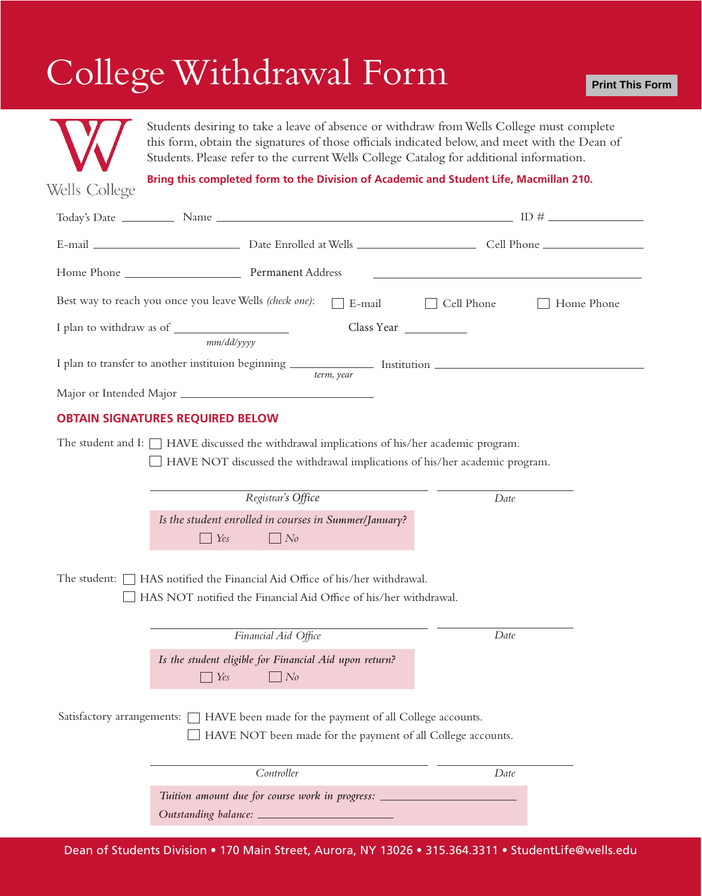# College Withdrawal Form

Print This Form

Wells College

Students desiring to take a leave of absence or withdraw from Wells College must complete this form, obtain the signatures of those officials indicated below, and meet with the Dean of Students. Please refer to the current Wells College Catalog for additional information.

**Bring this completed form to the Division of Academic and Student Life, Macmillan 210.**

Today's Date ________ Name ______________________________ ID # ____________

E-mail ____________________ Date Enrolled at Wells ________________ Cell Phone ______________

Home Phone ________________ Permanent Address ______________________________

Best way to reach you once you leave Wells *(check one)*: ☐ E-mail ☐ Cell Phone ☐ Home Phone

I plan to withdraw as of ________________ Class Year __________
*mm/dd/yyyy*

I plan to transfer to another instituion beginning ____________ Institution ______________________
*term, year*

Major or Intended Major ____________________________

## OBTAIN SIGNATURES REQUIRED BELOW

The student and I: ☐ HAVE discussed the withdrawal implications of his/her academic program.
☐ HAVE NOT discussed the withdrawal implications of his/her academic program.

______________________________ ________________
*Registrar's Office* *Date*

*Is the student enrolled in courses in Summer/January?*
☐ *Yes* ☐ *No*

The student: ☐ HAS notified the Financial Aid Office of his/her withdrawal.
☐ HAS NOT notified the Financial Aid Office of his/her withdrawal.

______________________________ ________________
*Financial Aid Office* *Date*

*Is the student eligible for Financial Aid upon return?*
☐ *Yes* ☐ *No*

Satisfactory arrangements: ☐ HAVE been made for the payment of all College accounts.
☐ HAVE NOT been made for the payment of all College accounts.

______________________________ ________________
*Controller* *Date*

*Tuition amount due for course work in progress:* ____________________
*Outstanding balance:* ____________________

Dean of Students Division • 170 Main Street, Aurora, NY 13026 • 315.364.3311 • StudentLife@wells.edu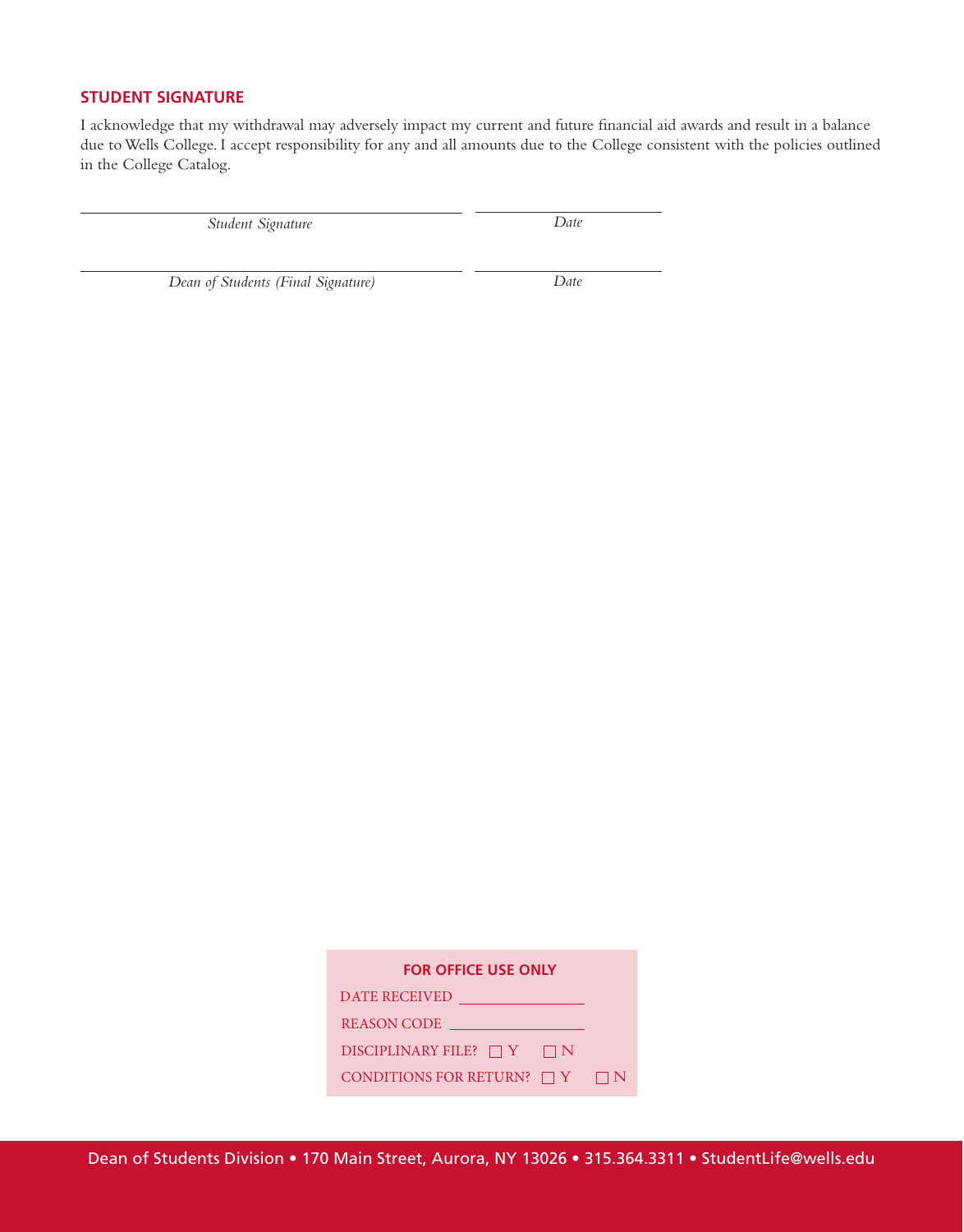## STUDENT SIGNATURE

I acknowledge that my withdrawal may adversely impact my current and future financial aid awards and result in a balance due to Wells College. I accept responsibility for any and all amounts due to the College consistent with the policies outlined in the College Catalog.

| | |
|---|---|
| ______________________________ | ______________ |
| *Student Signature* | *Date* |
| ______________________________ | ______________ |
| *Dean of Students (Final Signature)* | *Date* |

**FOR OFFICE USE ONLY**

DATE RECEIVED ______________

REASON CODE ______________

DISCIPLINARY FILE? ☐ Y ☐ N

CONDITIONS FOR RETURN? ☐ Y ☐ N

Dean of Students Division • 170 Main Street, Aurora, NY 13026 • 315.364.3311 • StudentLife@wells.edu